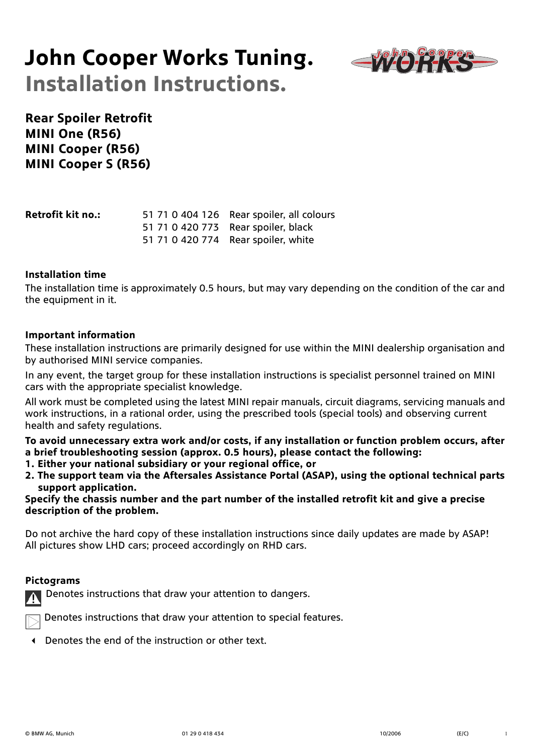# John Cooper Works Tuning.
# Installation Instructions.

## Rear Spoiler Retrofit
## MINI One (R56)
## MINI Cooper (R56)
## MINI Cooper S (R56)

| **Retrofit kit no.:** | 51 71 0 404 126 | Rear spoiler, all colours |
|---|---|---|
| | 51 71 0 420 773 | Rear spoiler, black |
| | 51 71 0 420 774 | Rear spoiler, white |

### Installation time

The installation time is approximately 0.5 hours, but may vary depending on the condition of the car and the equipment in it.

### Important information

These installation instructions are primarily designed for use within the MINI dealership organisation and by authorised MINI service companies.

In any event, the target group for these installation instructions is specialist personnel trained on MINI cars with the appropriate specialist knowledge.

All work must be completed using the latest MINI repair manuals, circuit diagrams, servicing manuals and work instructions, in a rational order, using the prescribed tools (special tools) and observing current health and safety regulations.

**To avoid unnecessary extra work and/or costs, if any installation or function problem occurs, after a brief troubleshooting session (approx. 0.5 hours), please contact the following:**

1. **Either your national subsidiary or your regional office, or**
2. **The support team via the Aftersales Assistance Portal (ASAP), using the optional technical parts support application.**

**Specify the chassis number and the part number of the installed retrofit kit and give a precise description of the problem.**

Do not archive the hard copy of these installation instructions since daily updates are made by ASAP!
All pictures show LHD cars; proceed accordingly on RHD cars.

### Pictograms

⚠ Denotes instructions that draw your attention to dangers.

▷ Denotes instructions that draw your attention to special features.

◀ Denotes the end of the instruction or other text.

© BMW AG, Munich 01 29 0 418 434 10/2006 (E/C)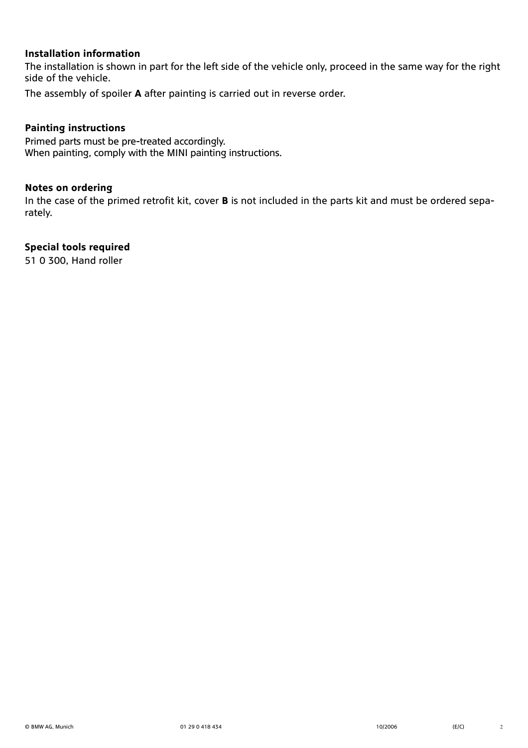### Installation information

The installation is shown in part for the left side of the vehicle only, proceed in the same way for the right side of the vehicle.

The assembly of spoiler **A** after painting is carried out in reverse order.

### Painting instructions

Primed parts must be pre-treated accordingly.
When painting, comply with the MINI painting instructions.

### Notes on ordering

In the case of the primed retrofit kit, cover **B** is not included in the parts kit and must be ordered separately.

### Special tools required

51 0 300, Hand roller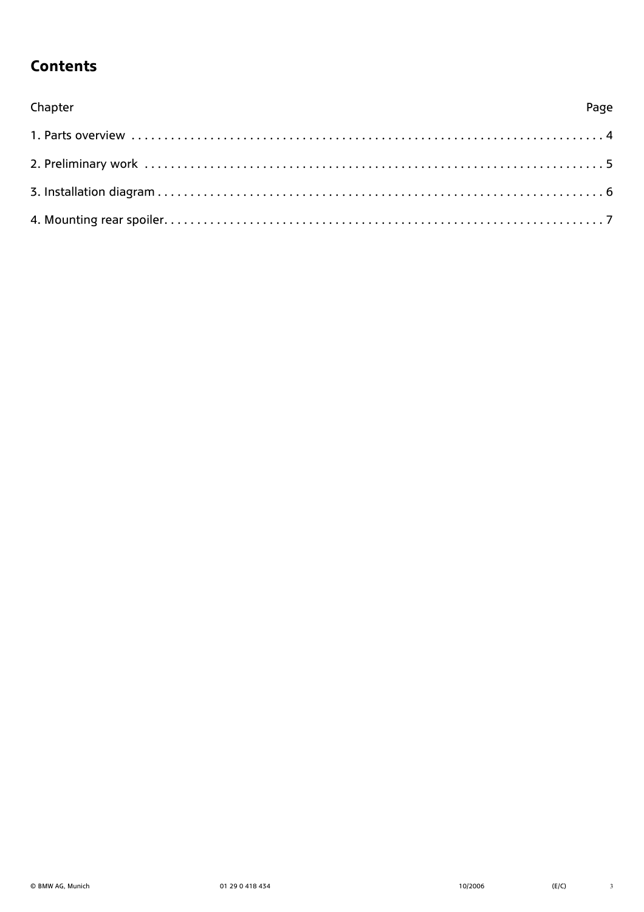# Contents

| Chapter | Page |
| --- | --- |
| 1. Parts overview | 4 |
| 2. Preliminary work | 5 |
| 3. Installation diagram | 6 |
| 4. Mounting rear spoiler | 7 |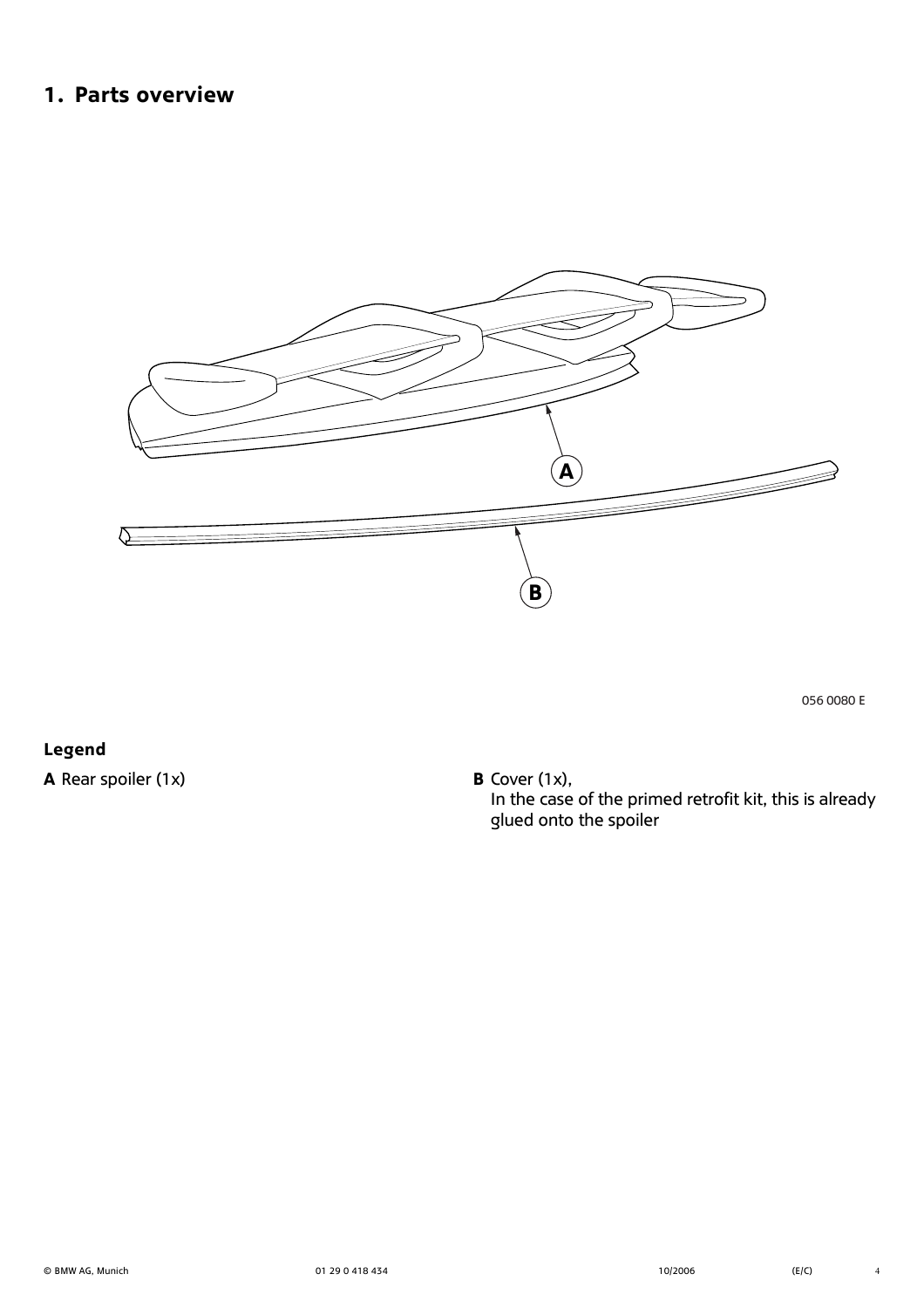# 1. Parts overview

056 0080 E

**Legend**

**A** Rear spoiler (1x)

**B** Cover (1x),
In the case of the primed retrofit kit, this is already glued onto the spoiler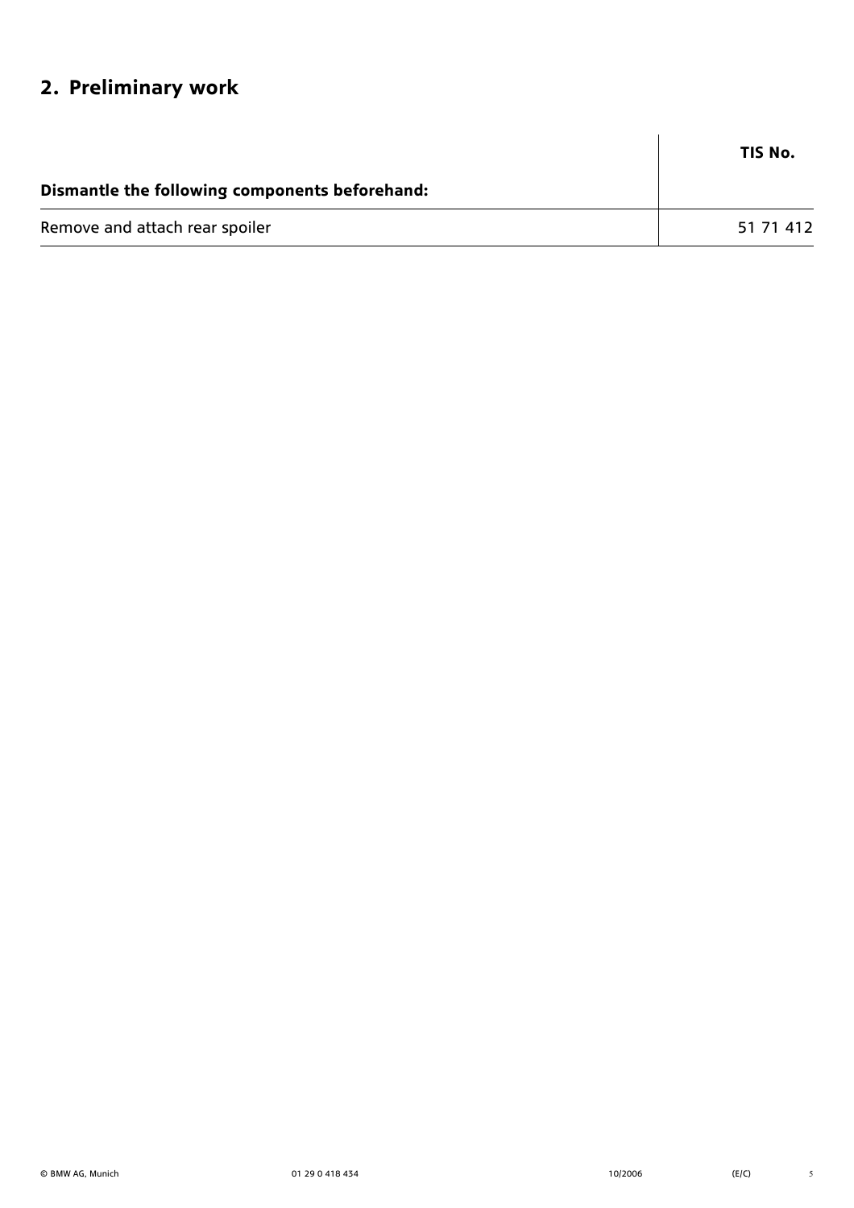## 2. Preliminary work

| Dismantle the following components beforehand: | TIS No. |
|---|---|
| Remove and attach rear spoiler | 51 71 412 |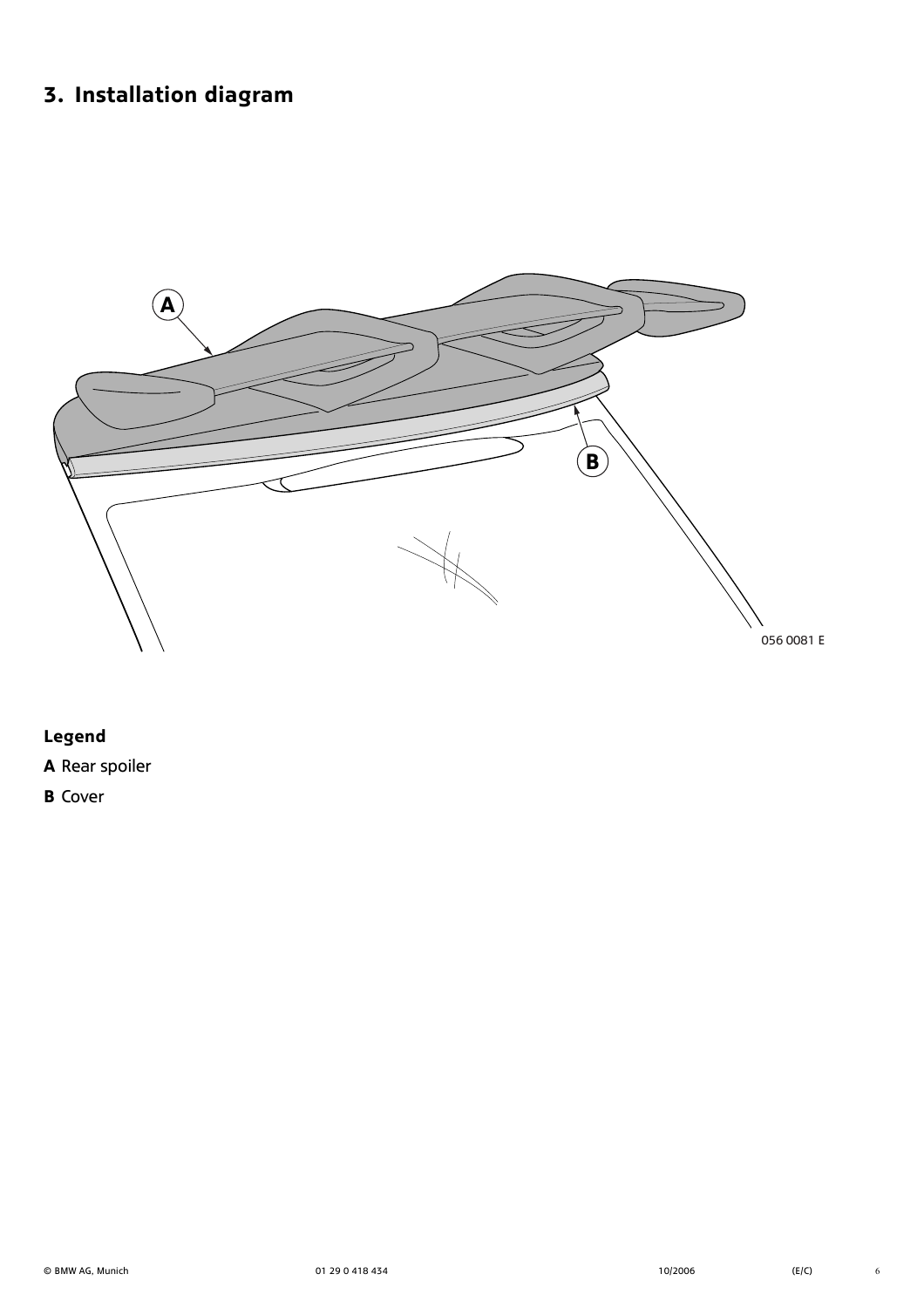## 3. Installation diagram

056 0081 E

**Legend**

**A** Rear spoiler

**B** Cover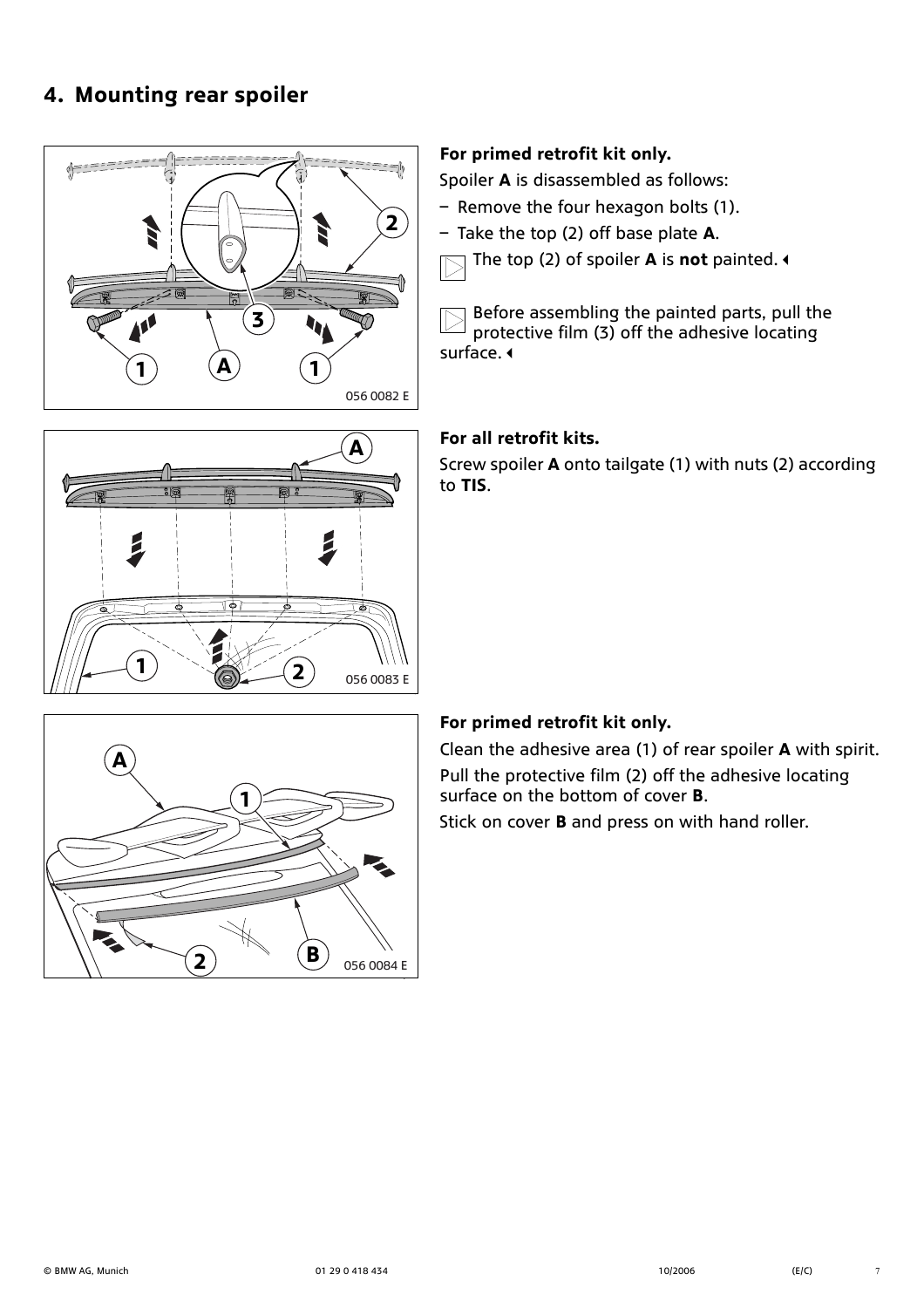## 4. Mounting rear spoiler

**For primed retrofit kit only.**

Spoiler **A** is disassembled as follows:

- Remove the four hexagon bolts (1).
- Take the top (2) off base plate **A**.

The top (2) of spoiler **A** is **not** painted.

Before assembling the painted parts, pull the protective film (3) off the adhesive locating surface.

**For all retrofit kits.**

Screw spoiler **A** onto tailgate (1) with nuts (2) according to **TIS**.

**For primed retrofit kit only.**

Clean the adhesive area (1) of rear spoiler **A** with spirit.

Pull the protective film (2) off the adhesive locating surface on the bottom of cover **B**.

Stick on cover **B** and press on with hand roller.